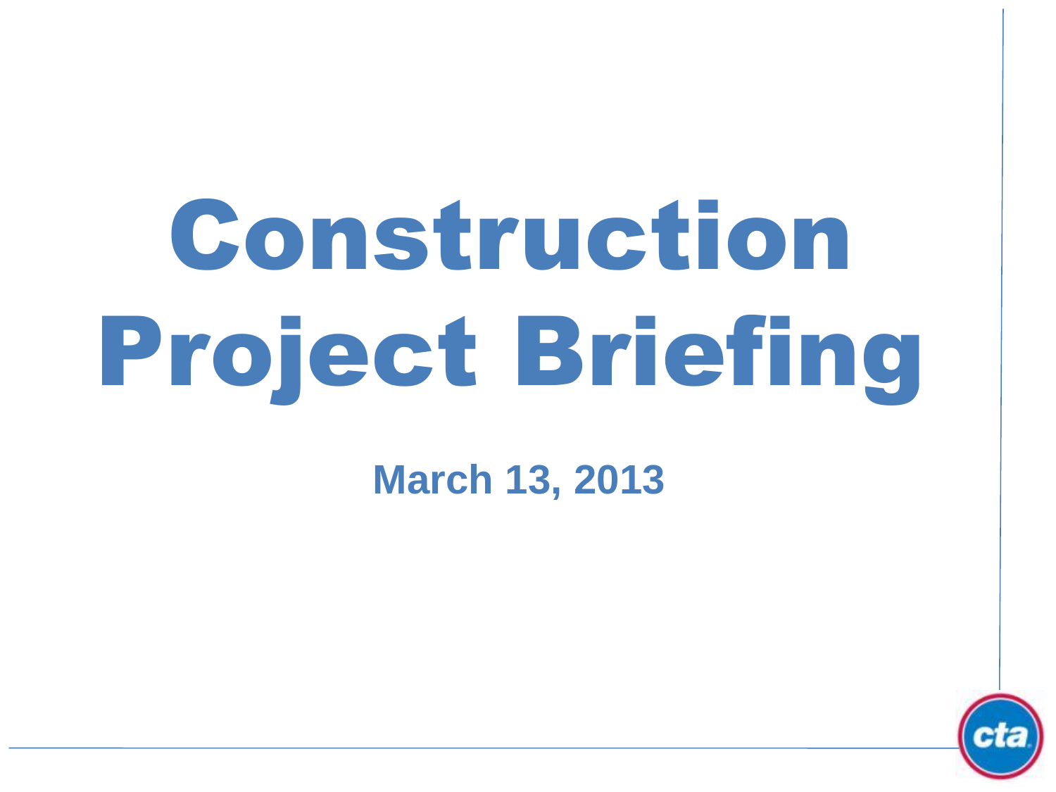# Construction Project Briefing

**March 13, 2013**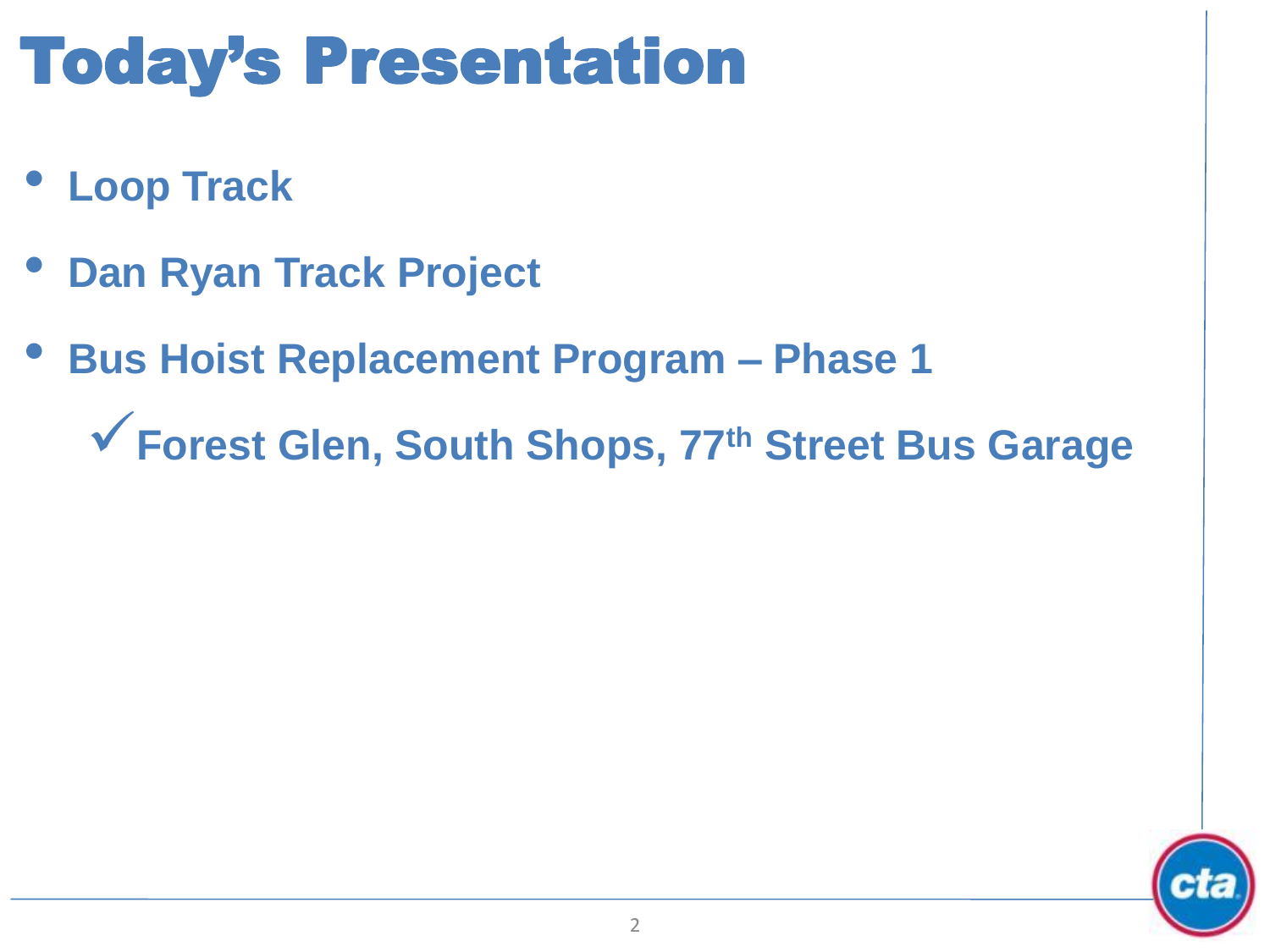# Today's Presentation

- **Loop Track**
- **Dan Ryan Track Project**
- **Bus Hoist Replacement Program – Phase 1**
  - ✓ **Forest Glen, South Shops, 77th Street Bus Garage**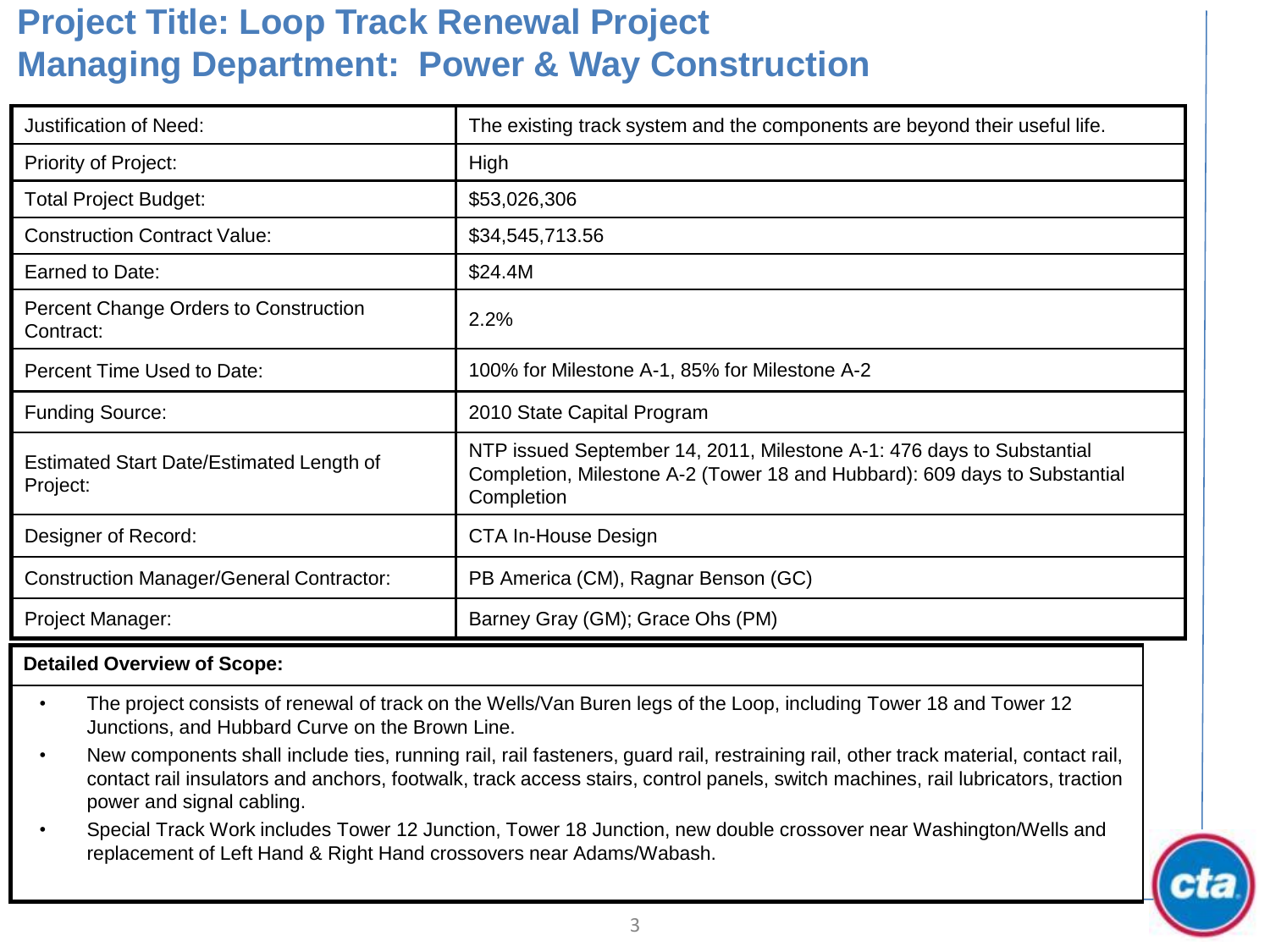# Project Title: Loop Track Renewal Project
# Managing Department: Power & Way Construction

| | |
|---|---|
| Justification of Need: | The existing track system and the components are beyond their useful life. |
| Priority of Project: | High |
| Total Project Budget: | $53,026,306 |
| Construction Contract Value: | $34,545,713.56 |
| Earned to Date: | $24.4M |
| Percent Change Orders to Construction Contract: | 2.2% |
| Percent Time Used to Date: | 100% for Milestone A-1, 85% for Milestone A-2 |
| Funding Source: | 2010 State Capital Program |
| Estimated Start Date/Estimated Length of Project: | NTP issued September 14, 2011, Milestone A-1: 476 days to Substantial Completion, Milestone A-2 (Tower 18 and Hubbard): 609 days to Substantial Completion |
| Designer of Record: | CTA In-House Design |
| Construction Manager/General Contractor: | PB America (CM), Ragnar Benson (GC) |
| Project Manager: | Barney Gray (GM); Grace Ohs (PM) |

**Detailed Overview of Scope:**

- The project consists of renewal of track on the Wells/Van Buren legs of the Loop, including Tower 18 and Tower 12 Junctions, and Hubbard Curve on the Brown Line.
- New components shall include ties, running rail, rail fasteners, guard rail, restraining rail, other track material, contact rail, contact rail insulators and anchors, footwalk, track access stairs, control panels, switch machines, rail lubricators, traction power and signal cabling.
- Special Track Work includes Tower 12 Junction, Tower 18 Junction, new double crossover near Washington/Wells and replacement of Left Hand & Right Hand crossovers near Adams/Wabash.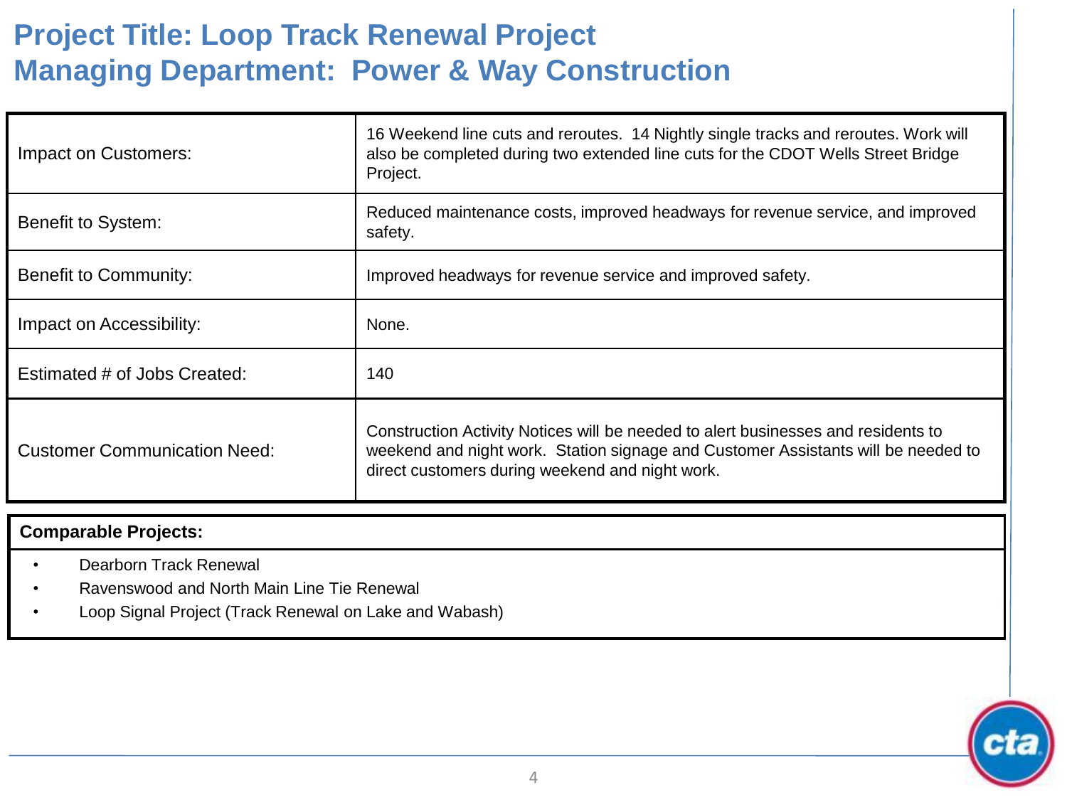# Project Title: Loop Track Renewal Project
# Managing Department: Power & Way Construction

| | |
|---|---|
| Impact on Customers: | 16 Weekend line cuts and reroutes. 14 Nightly single tracks and reroutes. Work will also be completed during two extended line cuts for the CDOT Wells Street Bridge Project. |
| Benefit to System: | Reduced maintenance costs, improved headways for revenue service, and improved safety. |
| Benefit to Community: | Improved headways for revenue service and improved safety. |
| Impact on Accessibility: | None. |
| Estimated # of Jobs Created: | 140 |
| Customer Communication Need: | Construction Activity Notices will be needed to alert businesses and residents to weekend and night work. Station signage and Customer Assistants will be needed to direct customers during weekend and night work. |

**Comparable Projects:**

- Dearborn Track Renewal
- Ravenswood and North Main Line Tie Renewal
- Loop Signal Project (Track Renewal on Lake and Wabash)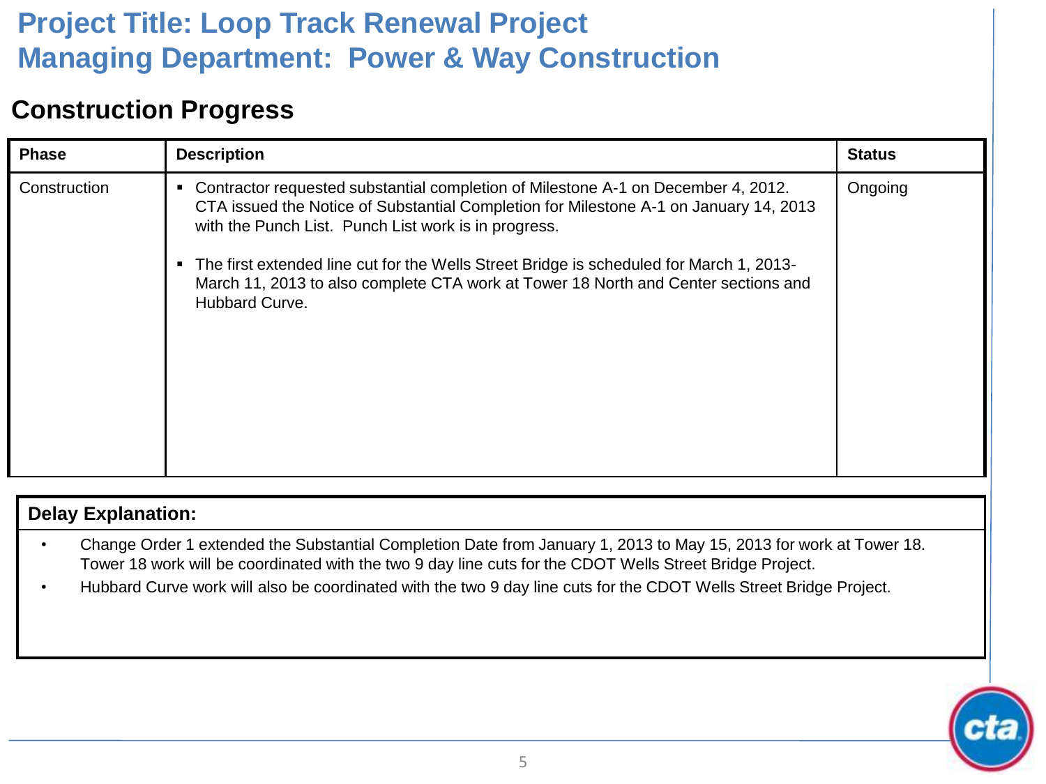# Project Title: Loop Track Renewal Project
# Managing Department: Power & Way Construction

## Construction Progress

| Phase | Description | Status |
| --- | --- | --- |
| Construction | ▪ Contractor requested substantial completion of Milestone A-1 on December 4, 2012. CTA issued the Notice of Substantial Completion for Milestone A-1 on January 14, 2013 with the Punch List. Punch List work is in progress.<br><br>▪ The first extended line cut for the Wells Street Bridge is scheduled for March 1, 2013-March 11, 2013 to also complete CTA work at Tower 18 North and Center sections and Hubbard Curve. | Ongoing |

**Delay Explanation:**

- Change Order 1 extended the Substantial Completion Date from January 1, 2013 to May 15, 2013 for work at Tower 18. Tower 18 work will be coordinated with the two 9 day line cuts for the CDOT Wells Street Bridge Project.
- Hubbard Curve work will also be coordinated with the two 9 day line cuts for the CDOT Wells Street Bridge Project.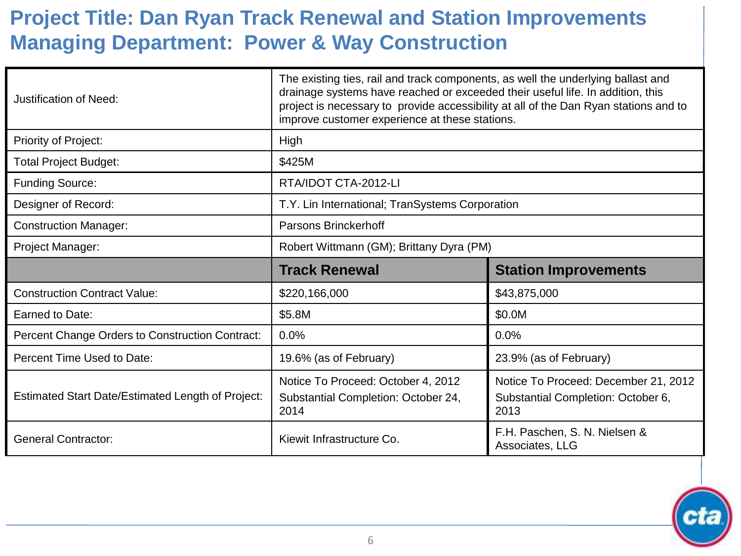# Project Title: Dan Ryan Track Renewal and Station Improvements
# Managing Department: Power & Way Construction

| | | |
|---|---|---|
| Justification of Need: | The existing ties, rail and track components, as well the underlying ballast and drainage systems have reached or exceeded their useful life. In addition, this project is necessary to provide accessibility at all of the Dan Ryan stations and to improve customer experience at these stations. | |
| Priority of Project: | High | |
| Total Project Budget: | $425M | |
| Funding Source: | RTA/IDOT CTA-2012-LI | |
| Designer of Record: | T.Y. Lin International; TranSystems Corporation | |
| Construction Manager: | Parsons Brinckerhoff | |
| Project Manager: | Robert Wittmann (GM); Brittany Dyra (PM) | |
| | **Track Renewal** | **Station Improvements** |
| Construction Contract Value: | $220,166,000 | $43,875,000 |
| Earned to Date: | $5.8M | $0.0M |
| Percent Change Orders to Construction Contract: | 0.0% | 0.0% |
| Percent Time Used to Date: | 19.6% (as of February) | 23.9% (as of February) |
| Estimated Start Date/Estimated Length of Project: | Notice To Proceed: October 4, 2012<br>Substantial Completion: October 24, 2014 | Notice To Proceed: December 21, 2012<br>Substantial Completion: October 6, 2013 |
| General Contractor: | Kiewit Infrastructure Co. | F.H. Paschen, S. N. Nielsen & Associates, LLG |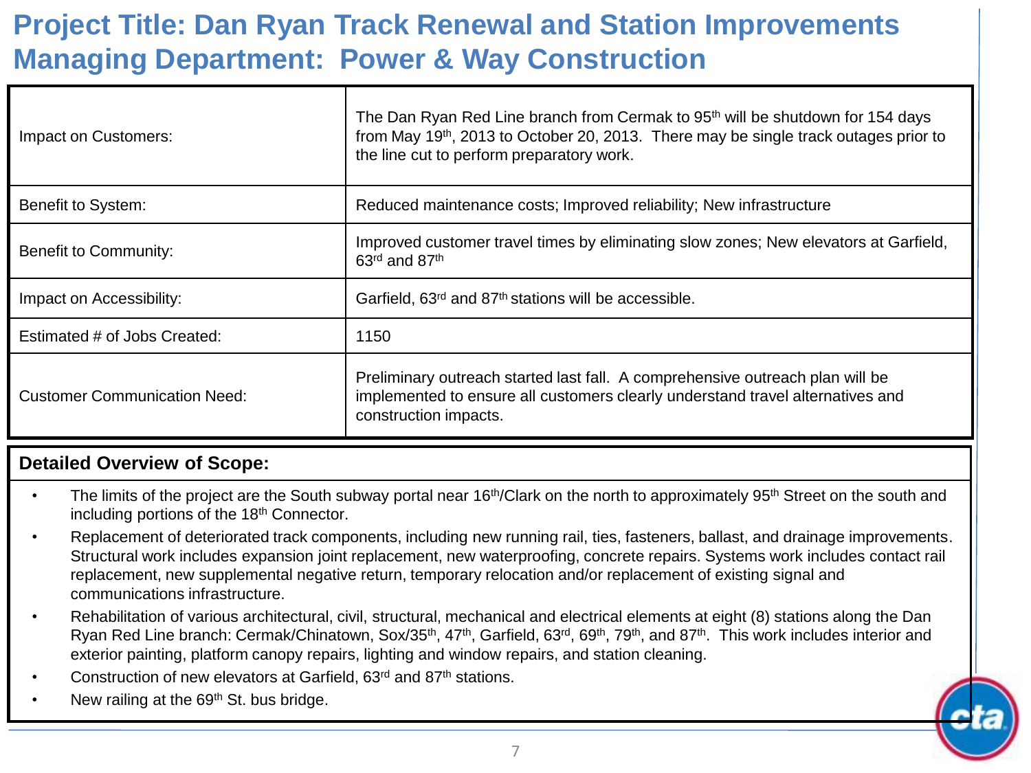# Project Title: Dan Ryan Track Renewal and Station Improvements
# Managing Department: Power & Way Construction

| | |
|---|---|
| Impact on Customers: | The Dan Ryan Red Line branch from Cermak to 95th will be shutdown for 154 days from May 19th, 2013 to October 20, 2013. There may be single track outages prior to the line cut to perform preparatory work. |
| Benefit to System: | Reduced maintenance costs; Improved reliability; New infrastructure |
| Benefit to Community: | Improved customer travel times by eliminating slow zones; New elevators at Garfield, 63rd and 87th |
| Impact on Accessibility: | Garfield, 63rd and 87th stations will be accessible. |
| Estimated # of Jobs Created: | 1150 |
| Customer Communication Need: | Preliminary outreach started last fall. A comprehensive outreach plan will be implemented to ensure all customers clearly understand travel alternatives and construction impacts. |

**Detailed Overview of Scope:**

- The limits of the project are the South subway portal near 16th/Clark on the north to approximately 95th Street on the south and including portions of the 18th Connector.
- Replacement of deteriorated track components, including new running rail, ties, fasteners, ballast, and drainage improvements. Structural work includes expansion joint replacement, new waterproofing, concrete repairs. Systems work includes contact rail replacement, new supplemental negative return, temporary relocation and/or replacement of existing signal and communications infrastructure.
- Rehabilitation of various architectural, civil, structural, mechanical and electrical elements at eight (8) stations along the Dan Ryan Red Line branch: Cermak/Chinatown, Sox/35th, 47th, Garfield, 63rd, 69th, 79th, and 87th. This work includes interior and exterior painting, platform canopy repairs, lighting and window repairs, and station cleaning.
- Construction of new elevators at Garfield, 63rd and 87th stations.
- New railing at the 69th St. bus bridge.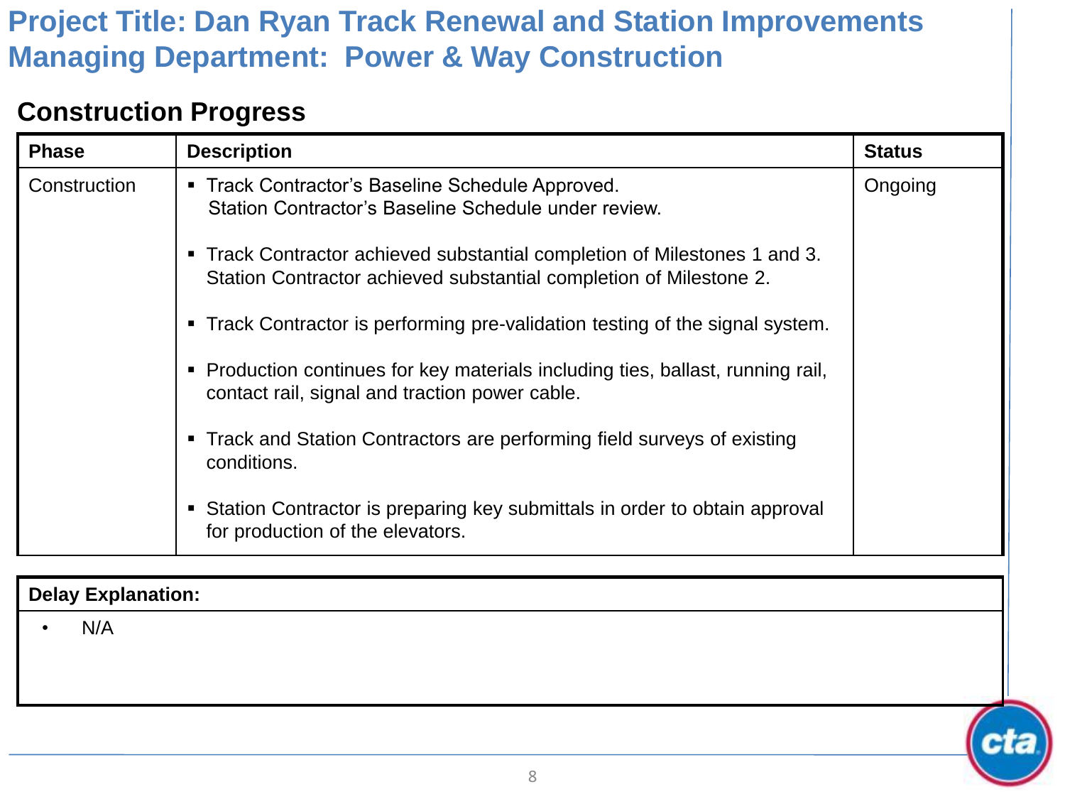# Project Title: Dan Ryan Track Renewal and Station Improvements
# Managing Department: Power & Way Construction

## Construction Progress

| Phase | Description | Status |
|---|---|---|
| Construction | ▪ Track Contractor's Baseline Schedule Approved. Station Contractor's Baseline Schedule under review.<br><br>▪ Track Contractor achieved substantial completion of Milestones 1 and 3. Station Contractor achieved substantial completion of Milestone 2.<br><br>▪ Track Contractor is performing pre-validation testing of the signal system.<br><br>▪ Production continues for key materials including ties, ballast, running rail, contact rail, signal and traction power cable.<br><br>▪ Track and Station Contractors are performing field surveys of existing conditions.<br><br>▪ Station Contractor is preparing key submittals in order to obtain approval for production of the elevators. | Ongoing |

| Delay Explanation: |
|---|
| • N/A |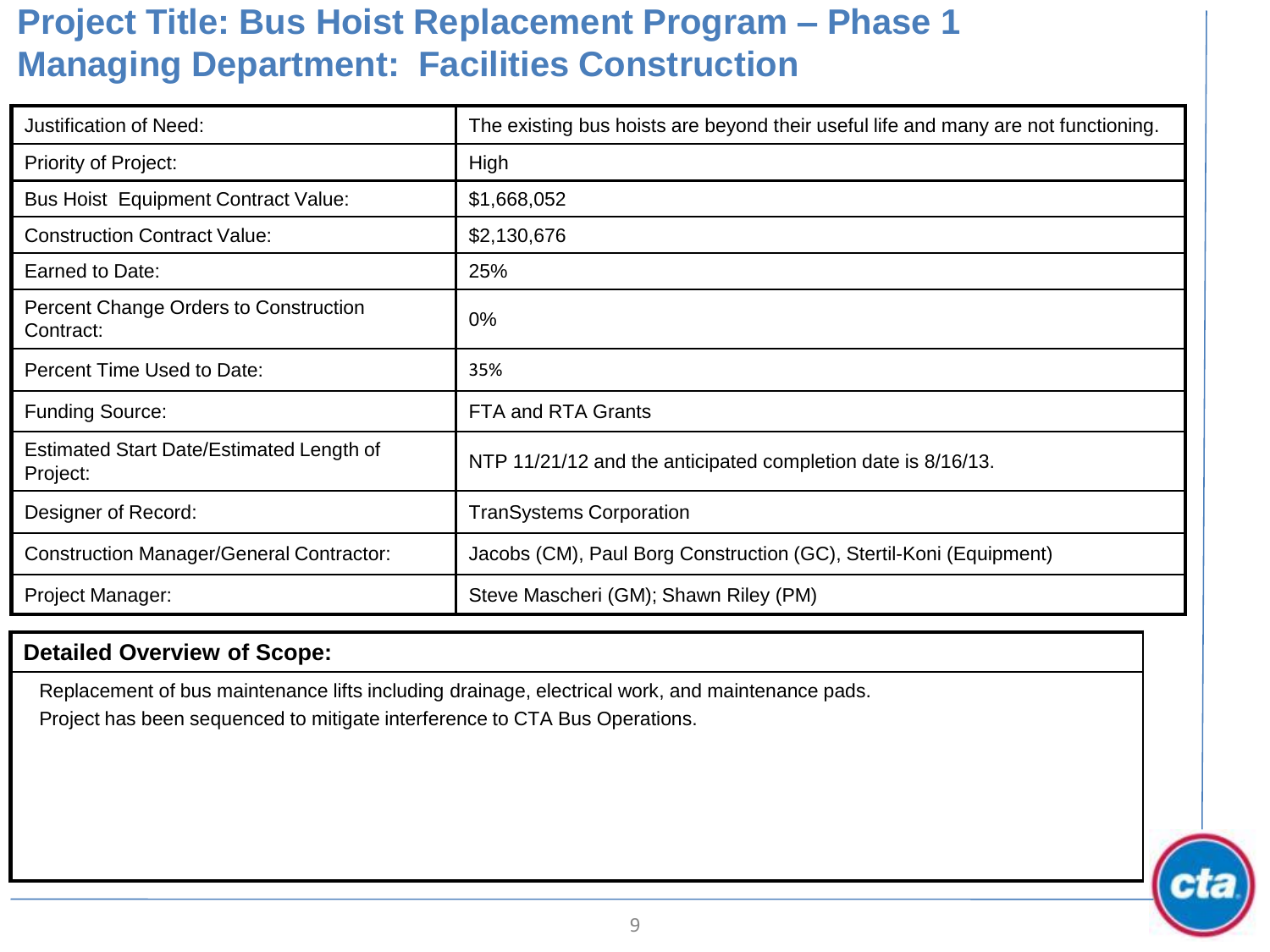# Project Title: Bus Hoist Replacement Program – Phase 1
# Managing Department: Facilities Construction

| | |
|---|---|
| Justification of Need: | The existing bus hoists are beyond their useful life and many are not functioning. |
| Priority of Project: | High |
| Bus Hoist Equipment Contract Value: | $1,668,052 |
| Construction Contract Value: | $2,130,676 |
| Earned to Date: | 25% |
| Percent Change Orders to Construction Contract: | 0% |
| Percent Time Used to Date: | 35% |
| Funding Source: | FTA and RTA Grants |
| Estimated Start Date/Estimated Length of Project: | NTP 11/21/12 and the anticipated completion date is 8/16/13. |
| Designer of Record: | TranSystems Corporation |
| Construction Manager/General Contractor: | Jacobs (CM), Paul Borg Construction (GC), Stertil-Koni (Equipment) |
| Project Manager: | Steve Mascheri (GM); Shawn Riley (PM) |

**Detailed Overview of Scope:**

Replacement of bus maintenance lifts including drainage, electrical work, and maintenance pads.

Project has been sequenced to mitigate interference to CTA Bus Operations.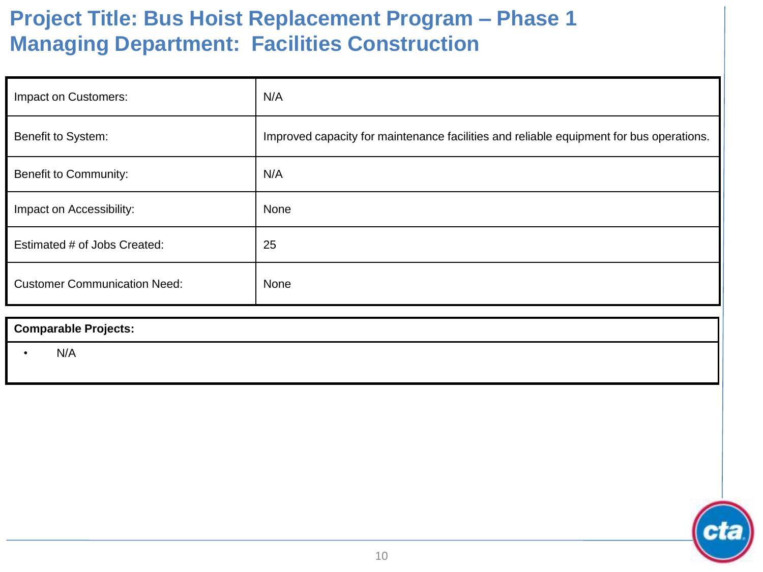# Project Title: Bus Hoist Replacement Program – Phase 1
# Managing Department: Facilities Construction

| | |
|---|---|
| Impact on Customers: | N/A |
| Benefit to System: | Improved capacity for maintenance facilities and reliable equipment for bus operations. |
| Benefit to Community: | N/A |
| Impact on Accessibility: | None |
| Estimated # of Jobs Created: | 25 |
| Customer Communication Need: | None |

**Comparable Projects:**

- N/A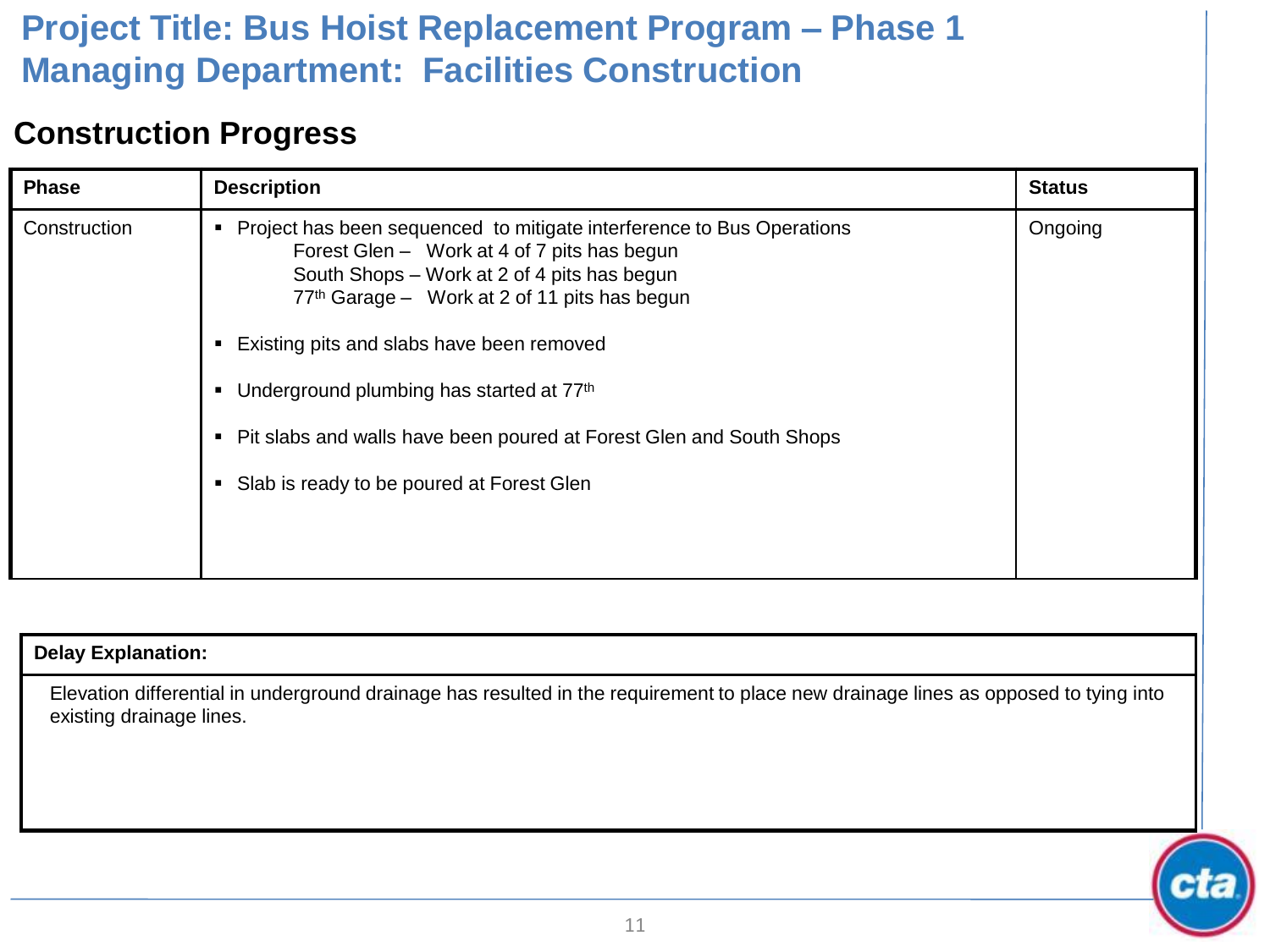# Project Title: Bus Hoist Replacement Program – Phase 1
# Managing Department: Facilities Construction

## Construction Progress

| Phase | Description | Status |
|---|---|---|
| Construction | ▪ Project has been sequenced to mitigate interference to Bus Operations<br>Forest Glen – Work at 4 of 7 pits has begun<br>South Shops – Work at 2 of 4 pits has begun<br>77th Garage – Work at 2 of 11 pits has begun<br><br>▪ Existing pits and slabs have been removed<br><br>▪ Underground plumbing has started at 77th<br><br>▪ Pit slabs and walls have been poured at Forest Glen and South Shops<br><br>▪ Slab is ready to be poured at Forest Glen | Ongoing |

| Delay Explanation: |
|---|
| Elevation differential in underground drainage has resulted in the requirement to place new drainage lines as opposed to tying into existing drainage lines. |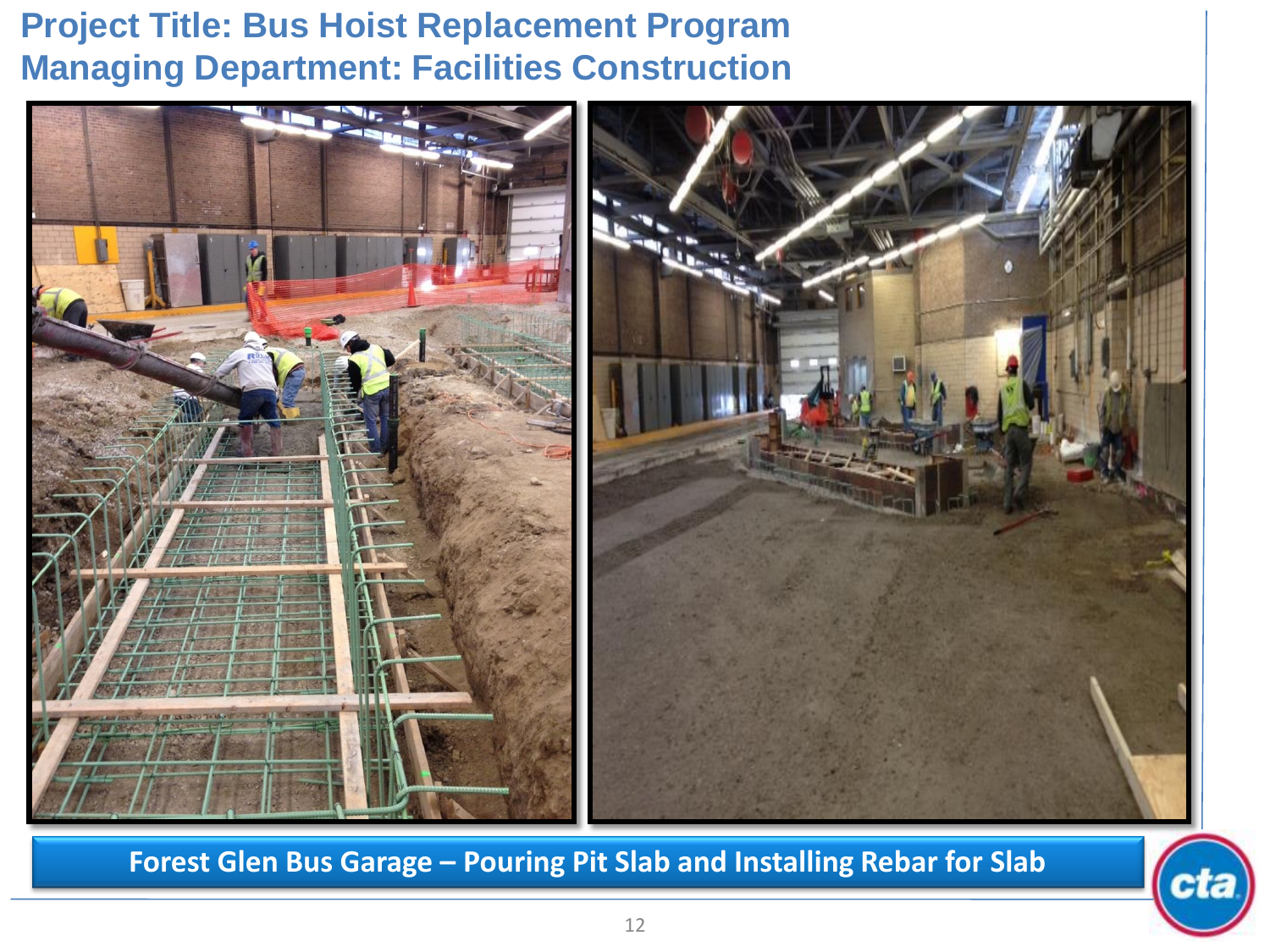# Project Title: Bus Hoist Replacement Program
# Managing Department: Facilities Construction

**Forest Glen Bus Garage – Pouring Pit Slab and Installing Rebar for Slab**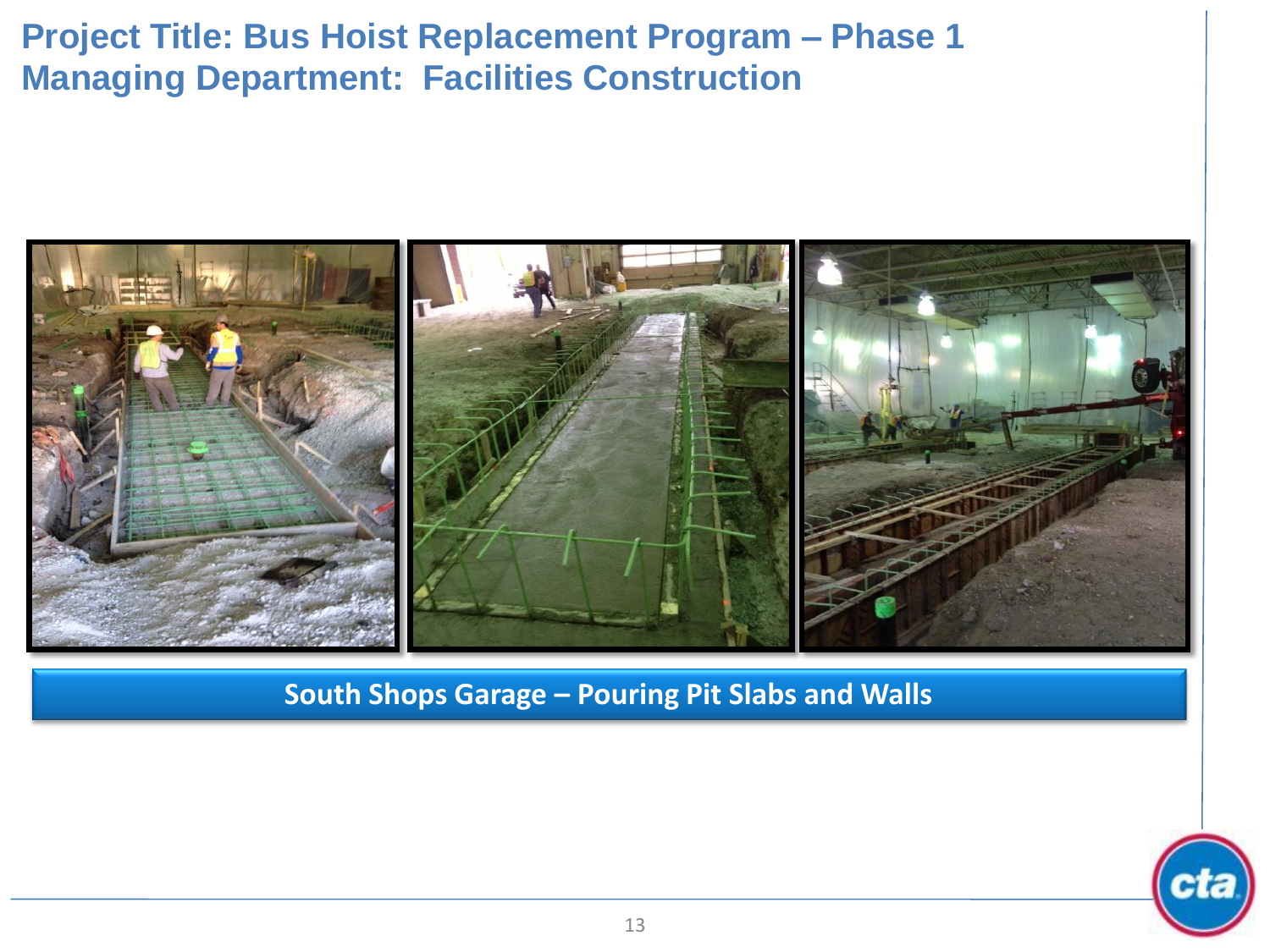# Project Title: Bus Hoist Replacement Program – Phase 1
# Managing Department: Facilities Construction

South Shops Garage – Pouring Pit Slabs and Walls